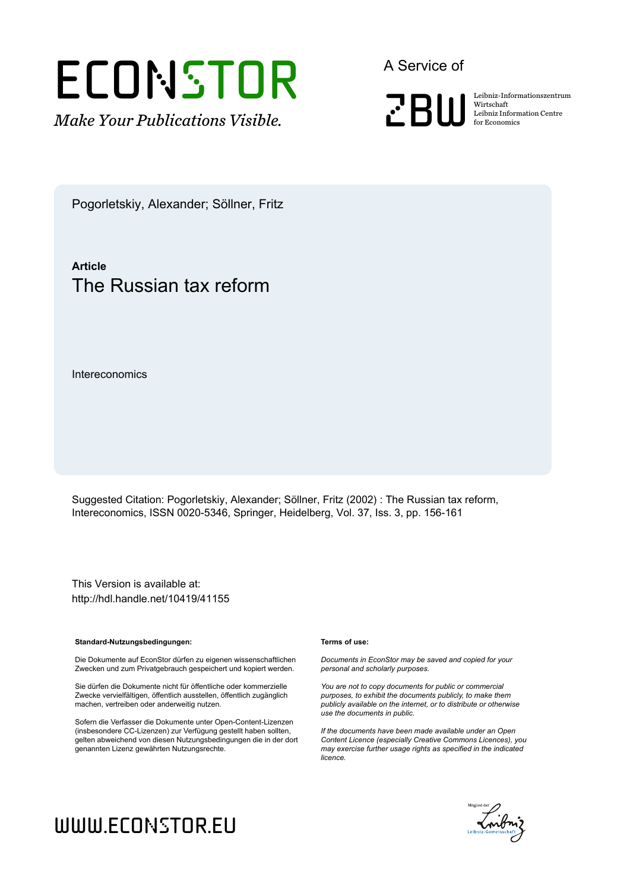Pogorletskiy, Alexander; Söllner, Fritz

**Article**

# The Russian tax reform

Intereconomics

Suggested Citation: Pogorletskiy, Alexander; Söllner, Fritz (2002) : The Russian tax reform, Intereconomics, ISSN 0020-5346, Springer, Heidelberg, Vol. 37, Iss. 3, pp. 156-161

This Version is available at:
http://hdl.handle.net/10419/41155

**Standard-Nutzungsbedingungen:**

Die Dokumente auf EconStor dürfen zu eigenen wissenschaftlichen Zwecken und zum Privatgebrauch gespeichert und kopiert werden.

Sie dürfen die Dokumente nicht für öffentliche oder kommerzielle Zwecke vervielfältigen, öffentlich ausstellen, öffentlich zugänglich machen, vertreiben oder anderweitig nutzen.

Sofern die Verfasser die Dokumente unter Open-Content-Lizenzen (insbesondere CC-Lizenzen) zur Verfügung gestellt haben sollten, gelten abweichend von diesen Nutzungsbedingungen die in der dort genannten Lizenz gewährten Nutzungsrechte.

**Terms of use:**

*Documents in EconStor may be saved and copied for your personal and scholarly purposes.*

*You are not to copy documents for public or commercial purposes, to exhibit the documents publicly, to make them publicly available on the internet, or to distribute or otherwise use the documents in public.*

*If the documents have been made available under an Open Content Licence (especially Creative Commons Licences), you may exercise further usage rights as specified in the indicated licence.*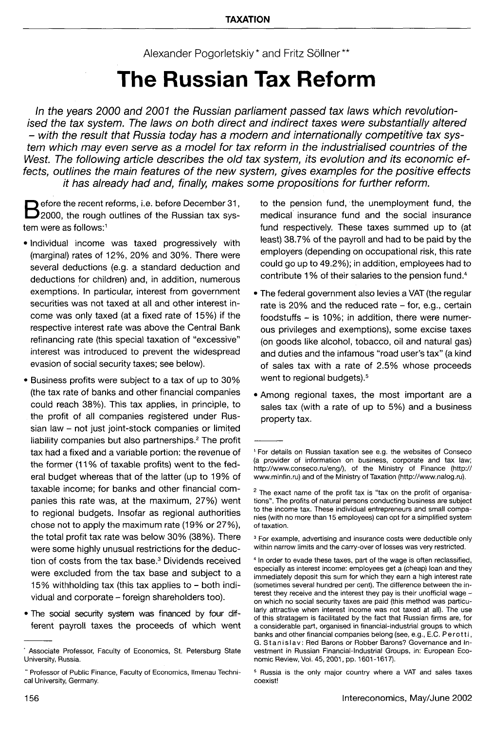## TAXATION

Alexander Pogorletskiy* and Fritz Söllner**

# The Russian Tax Reform

*In the years 2000 and 2001 the Russian parliament passed tax laws which revolutionised the tax system. The laws on both direct and indirect taxes were substantially altered – with the result that Russia today has a modern and internationally competitive tax system which may even serve as a model for tax reform in the industrialised countries of the West. The following article describes the old tax system, its evolution and its economic effects, outlines the main features of the new system, gives examples for the positive effects it has already had and, finally, makes some propositions for further reform.*

Before the recent reforms, i.e. before December 31, 2000, the rough outlines of the Russian tax system were as follows:[1]

- Individual income was taxed progressively with (marginal) rates of 12%, 20% and 30%. There were several deductions (e.g. a standard deduction and deductions for children) and, in addition, numerous exemptions. In particular, interest from government securities was not taxed at all and other interest income was only taxed (at a fixed rate of 15%) if the respective interest rate was above the Central Bank refinancing rate (this special taxation of "excessive" interest was introduced to prevent the widespread evasion of social security taxes; see below).
- Business profits were subject to a tax of up to 30% (the tax rate of banks and other financial companies could reach 38%). This tax applies, in principle, to the profit of all companies registered under Russian law – not just joint-stock companies or limited liability companies but also partnerships.[2] The profit tax had a fixed and a variable portion: the revenue of the former (11% of taxable profits) went to the federal budget whereas that of the latter (up to 19% of taxable income; for banks and other financial companies this rate was, at the maximum, 27%) went to regional budgets. Insofar as regional authorities chose not to apply the maximum rate (19% or 27%), the total profit tax rate was below 30% (38%). There were some highly unusual restrictions for the deduction of costs from the tax base.[3] Dividends received were excluded from the tax base and subject to a 15% withholding tax (this tax applies to – both individual and corporate – foreign shareholders too).
- The social security system was financed by four different payroll taxes the proceeds of which went to the pension fund, the unemployment fund, the medical insurance fund and the social insurance fund respectively. These taxes summed up to (at least) 38.7% of the payroll and had to be paid by the employers (depending on occupational risk, this rate could go up to 49.2%); in addition, employees had to contribute 1% of their salaries to the pension fund.[4]
- The federal government also levies a VAT (the regular rate is 20% and the reduced rate – for, e.g., certain foodstuffs – is 10%; in addition, there were numerous privileges and exemptions), some excise taxes (on goods like alcohol, tobacco, oil and natural gas) and duties and the infamous "road user's tax" (a kind of sales tax with a rate of 2.5% whose proceeds went to regional budgets).[5]
- Among regional taxes, the most important are a sales tax (with a rate of up to 5%) and a business property tax.

---

\* Associate Professor, Faculty of Economics, St. Petersburg State University, Russia.

\*\* Professor of Public Finance, Faculty of Economics, Ilmenau Technical University, Germany.

[1] For details on Russian taxation see e.g. the websites of Conseco (a provider of information on business, corporate and tax law; http://www.conseco.ru/eng/), of the Ministry of Finance (http://www.minfin.ru) and of the Ministry of Taxation (http://www.nalog.ru).

[2] The exact name of the profit tax is "tax on the profit of organisations". The profits of natural persons conducting business are subject to the income tax. These individual entrepreneurs and small companies (with no more than 15 employees) can opt for a simplified system of taxation.

[3] For example, advertising and insurance costs were deductible only within narrow limits and the carry-over of losses was very restricted.

[4] In order to evade these taxes, part of the wage is often reclassified, especially as interest income: employees get a (cheap) loan and they immediately deposit this sum for which they earn a high interest rate (sometimes several hundred per cent). The difference between the interest they receive and the interest they pay is their unofficial wage – on which no social security taxes are paid (this method was particularly attractive when interest income was not taxed at all). The use of this stratagem is facilitated by the fact that Russian firms are, for a considerable part, organised in financial-industrial groups to which banks and other financial companies belong (see, e.g., E.C. Perotti, G. Stanislav: Red Barons or Robber Barons? Governance and Investment in Russian Financial-Industrial Groups, in: European Economic Review, Vol. 45, 2001, pp. 1601-1617).

[5] Russia is the only major country where a VAT and sales taxes coexist!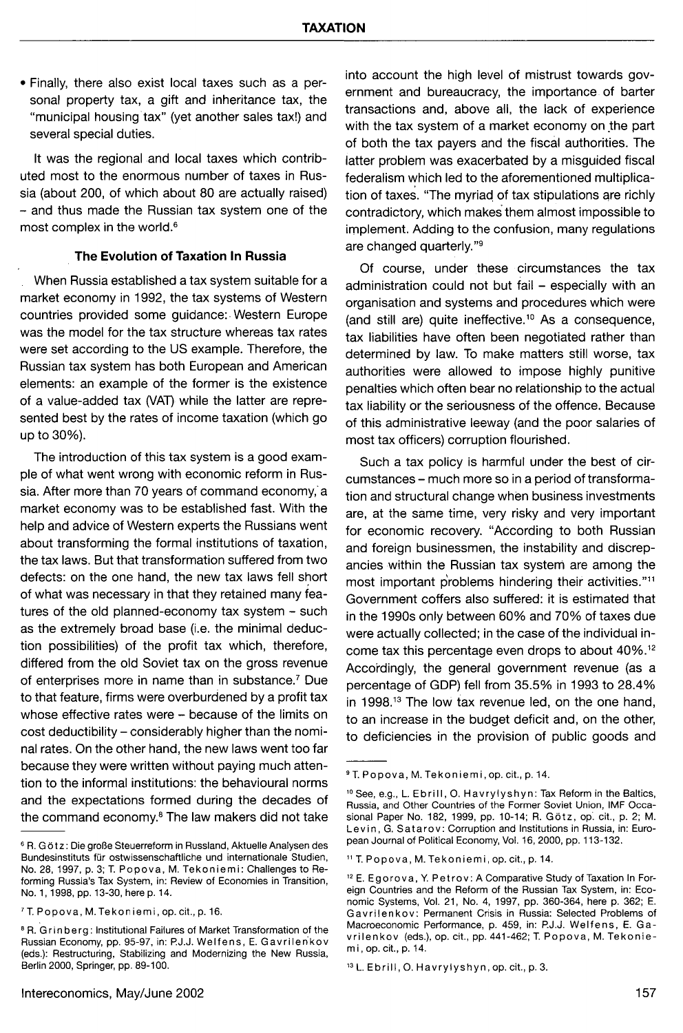• Finally, there also exist local taxes such as a personal property tax, a gift and inheritance tax, the "municipal housing tax" (yet another sales tax!) and several special duties.

It was the regional and local taxes which contributed most to the enormous number of taxes in Russia (about 200, of which about 80 are actually raised) – and thus made the Russian tax system one of the most complex in the world.[6]

### The Evolution of Taxation In Russia

When Russia established a tax system suitable for a market economy in 1992, the tax systems of Western countries provided some guidance: Western Europe was the model for the tax structure whereas tax rates were set according to the US example. Therefore, the Russian tax system has both European and American elements: an example of the former is the existence of a value-added tax (VAT) while the latter are represented best by the rates of income taxation (which go up to 30%).

The introduction of this tax system is a good example of what went wrong with economic reform in Russia. After more than 70 years of command economy, a market economy was to be established fast. With the help and advice of Western experts the Russians went about transforming the formal institutions of taxation, the tax laws. But that transformation suffered from two defects: on the one hand, the new tax laws fell short of what was necessary in that they retained many features of the old planned-economy tax system – such as the extremely broad base (i.e. the minimal deduction possibilities) of the profit tax which, therefore, differed from the old Soviet tax on the gross revenue of enterprises more in name than in substance.[7] Due to that feature, firms were overburdened by a profit tax whose effective rates were – because of the limits on cost deductibility – considerably higher than the nominal rates. On the other hand, the new laws went too far because they were written without paying much attention to the informal institutions: the behavioural norms and the expectations formed during the decades of the command economy.[8] The law makers did not take into account the high level of mistrust towards government and bureaucracy, the importance of barter transactions and, above all, the lack of experience with the tax system of a market economy on the part of both the tax payers and the fiscal authorities. The latter problem was exacerbated by a misguided fiscal federalism which led to the aforementioned multiplication of taxes. "The myriad of tax stipulations are richly contradictory, which makes them almost impossible to implement. Adding to the confusion, many regulations are changed quarterly."[9]

Of course, under these circumstances the tax administration could not but fail – especially with an organisation and systems and procedures which were (and still are) quite ineffective.[10] As a consequence, tax liabilities have often been negotiated rather than determined by law. To make matters still worse, tax authorities were allowed to impose highly punitive penalties which often bear no relationship to the actual tax liability or the seriousness of the offence. Because of this administrative leeway (and the poor salaries of most tax officers) corruption flourished.

Such a tax policy is harmful under the best of circumstances – much more so in a period of transformation and structural change when business investments are, at the same time, very risky and very important for economic recovery. "According to both Russian and foreign businessmen, the instability and discrepancies within the Russian tax system are among the most important problems hindering their activities."[11] Government coffers also suffered: it is estimated that in the 1990s only between 60% and 70% of taxes due were actually collected; in the case of the individual income tax this percentage even drops to about 40%.[12] Accordingly, the general government revenue (as a percentage of GDP) fell from 35.5% in 1993 to 28.4% in 1998.[13] The low tax revenue led, on the one hand, to an increase in the budget deficit and, on the other, to deficiencies in the provision of public goods and

---

[6] R. Götz: Die große Steuerreform in Russland, Aktuelle Analysen des Bundesinstituts für ostwissenschaftliche und internationale Studien, No. 28, 1997, p. 3; T. Popova, M. Tekoniemi: Challenges to Reforming Russia's Tax System, in: Review of Economies in Transition, No. 1, 1998, pp. 13-30, here p. 14.

[7] T. Popova, M. Tekoniemi, op. cit., p. 16.

[8] R. Grinberg: Institutional Failures of Market Transformation of the Russian Economy, pp. 95-97, in: P.J.J. Welfens, E. Gavrilenkov (eds.): Restructuring, Stabilizing and Modernizing the New Russia, Berlin 2000, Springer, pp. 89-100.

[9] T. Popova, M. Tekoniemi, op. cit., p. 14.

[10] See, e.g., L. Ebrill, O. Havrylyshyn: Tax Reform in the Baltics, Russia, and Other Countries of the Former Soviet Union, IMF Occasional Paper No. 182, 1999, pp. 10-14; R. Götz, op. cit., p. 2; M. Levin, G. Satarov: Corruption and Institutions in Russia, in: European Journal of Political Economy, Vol. 16, 2000, pp. 113-132.

[11] T. Popova, M. Tekoniemi, op. cit., p. 14.

[12] E. Egorova, Y. Petrov: A Comparative Study of Taxation In Foreign Countries and the Reform of the Russian Tax System, in: Economic Systems, Vol. 21, No. 4, 1997, pp. 360-364, here p. 362; E. Gavrilenkov: Permanent Crisis in Russia: Selected Problems of Macroeconomic Performance, p. 459, in: P.J.J. Welfens, E. Gavrilenkov (eds.), op. cit., pp. 441-462; T. Popova, M. Tekoniemi, op. cit., p. 14.

[13] L. Ebrill, O. Havrylyshyn, op. cit., p. 3.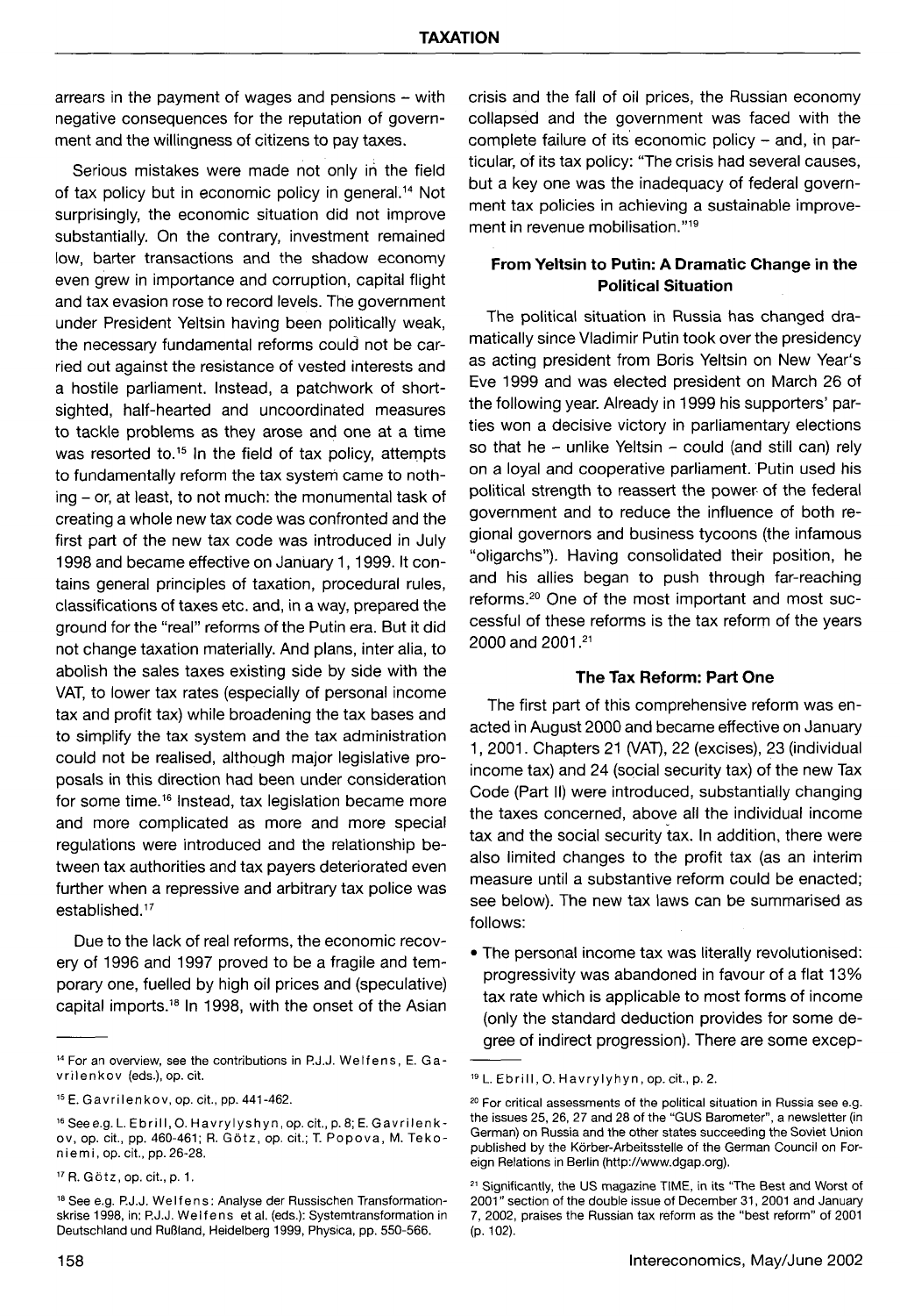arrears in the payment of wages and pensions – with negative consequences for the reputation of government and the willingness of citizens to pay taxes.

Serious mistakes were made not only in the field of tax policy but in economic policy in general.[14] Not surprisingly, the economic situation did not improve substantially. On the contrary, investment remained low, barter transactions and the shadow economy even grew in importance and corruption, capital flight and tax evasion rose to record levels. The government under President Yeltsin having been politically weak, the necessary fundamental reforms could not be carried out against the resistance of vested interests and a hostile parliament. Instead, a patchwork of short-sighted, half-hearted and uncoordinated measures to tackle problems as they arose and one at a time was resorted to.[15] In the field of tax policy, attempts to fundamentally reform the tax system came to nothing – or, at least, to not much: the monumental task of creating a whole new tax code was confronted and the first part of the new tax code was introduced in July 1998 and became effective on January 1, 1999. It contains general principles of taxation, procedural rules, classifications of taxes etc. and, in a way, prepared the ground for the "real" reforms of the Putin era. But it did not change taxation materially. And plans, inter alia, to abolish the sales taxes existing side by side with the VAT, to lower tax rates (especially of personal income tax and profit tax) while broadening the tax bases and to simplify the tax system and the tax administration could not be realised, although major legislative proposals in this direction had been under consideration for some time.[16] Instead, tax legislation became more and more complicated as more and more special regulations were introduced and the relationship between tax authorities and tax payers deteriorated even further when a repressive and arbitrary tax police was established.[17]

Due to the lack of real reforms, the economic recovery of 1996 and 1997 proved to be a fragile and temporary one, fuelled by high oil prices and (speculative) capital imports.[18] In 1998, with the onset of the Asian crisis and the fall of oil prices, the Russian economy collapsed and the government was faced with the complete failure of its economic policy – and, in particular, of its tax policy: "The crisis had several causes, but a key one was the inadequacy of federal government tax policies in achieving a sustainable improvement in revenue mobilisation."[19]

## From Yeltsin to Putin: A Dramatic Change in the Political Situation

The political situation in Russia has changed dramatically since Vladimir Putin took over the presidency as acting president from Boris Yeltsin on New Year's Eve 1999 and was elected president on March 26 of the following year. Already in 1999 his supporters' parties won a decisive victory in parliamentary elections so that he – unlike Yeltsin – could (and still can) rely on a loyal and cooperative parliament. Putin used his political strength to reassert the power of the federal government and to reduce the influence of both regional governors and business tycoons (the infamous "oligarchs"). Having consolidated their position, he and his allies began to push through far-reaching reforms.[20] One of the most important and most successful of these reforms is the tax reform of the years 2000 and 2001.[21]

## The Tax Reform: Part One

The first part of this comprehensive reform was enacted in August 2000 and became effective on January 1, 2001. Chapters 21 (VAT), 22 (excises), 23 (individual income tax) and 24 (social security tax) of the new Tax Code (Part II) were introduced, substantially changing the taxes concerned, above all the individual income tax and the social security tax. In addition, there were also limited changes to the profit tax (as an interim measure until a substantive reform could be enacted; see below). The new tax laws can be summarised as follows:

- The personal income tax was literally revolutionised: progressivity was abandoned in favour of a flat 13% tax rate which is applicable to most forms of income (only the standard deduction provides for some degree of indirect progression). There are some excep-

---

[14] For an overview, see the contributions in P.J.J. Welfens, E. Gavrilenkov (eds.), op. cit.

[15] E. Gavrilenkov, op. cit., pp. 441-462.

[16] See e.g. L. Ebrill, O. Havrylyshyn, op. cit., p. 8; E. Gavrilenkov, op. cit., pp. 460-461; R. Götz, op. cit.; T. Popova, M. Tekoniemi, op. cit., pp. 26-28.

[17] R. Götz, op. cit., p. 1.

[18] See e.g. P.J.J. Welfens: Analyse der Russischen Transformationskrise 1998, in: P.J.J. Welfens et al. (eds.): Systemtransformation in Deutschland und Rußland, Heidelberg 1999, Physica, pp. 550-566.

[19] L. Ebrill, O. Havrylyhyn, op. cit., p. 2.

[20] For critical assessments of the political situation in Russia see e.g. the issues 25, 26, 27 and 28 of the "GUS Barometer", a newsletter (in German) on Russia and the other states succeeding the Soviet Union published by the Körber-Arbeitsstelle of the German Council on Foreign Relations in Berlin (http://www.dgap.org).

[21] Significantly, the US magazine TIME, in its "The Best and Worst of 2001" section of the double issue of December 31, 2001 and January 7, 2002, praises the Russian tax reform as the "best reform" of 2001 (p. 102).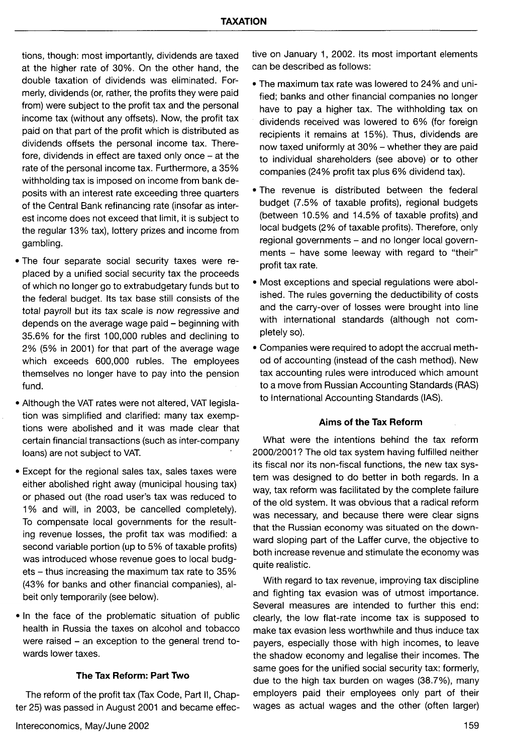tions, though: most importantly, dividends are taxed at the higher rate of 30%. On the other hand, the double taxation of dividends was eliminated. Formerly, dividends (or, rather, the profits they were paid from) were subject to the profit tax and the personal income tax (without any offsets). Now, the profit tax paid on that part of the profit which is distributed as dividends offsets the personal income tax. Therefore, dividends in effect are taxed only once – at the rate of the personal income tax. Furthermore, a 35% withholding tax is imposed on income from bank deposits with an interest rate exceeding three quarters of the Central Bank refinancing rate (insofar as interest income does not exceed that limit, it is subject to the regular 13% tax), lottery prizes and income from gambling.

- The four separate social security taxes were replaced by a unified social security tax the proceeds of which no longer go to extrabudgetary funds but to the federal budget. Its tax base still consists of the total payroll but its tax scale is now regressive and depends on the average wage paid – beginning with 35.6% for the first 100,000 rubles and declining to 2% (5% in 2001) for that part of the average wage which exceeds 600,000 rubles. The employees themselves no longer have to pay into the pension fund.
- Although the VAT rates were not altered, VAT legislation was simplified and clarified: many tax exemptions were abolished and it was made clear that certain financial transactions (such as inter-company loans) are not subject to VAT.
- Except for the regional sales tax, sales taxes were either abolished right away (municipal housing tax) or phased out (the road user's tax was reduced to 1% and will, in 2003, be cancelled completely). To compensate local governments for the resulting revenue losses, the profit tax was modified: a second variable portion (up to 5% of taxable profits) was introduced whose revenue goes to local budgets – thus increasing the maximum tax rate to 35% (43% for banks and other financial companies), albeit only temporarily (see below).
- In the face of the problematic situation of public health in Russia the taxes on alcohol and tobacco were raised – an exception to the general trend towards lower taxes.

### The Tax Reform: Part Two

The reform of the profit tax (Tax Code, Part II, Chapter 25) was passed in August 2001 and became effective on January 1, 2002. Its most important elements can be described as follows:

- The maximum tax rate was lowered to 24% and unified; banks and other financial companies no longer have to pay a higher tax. The withholding tax on dividends received was lowered to 6% (for foreign recipients it remains at 15%). Thus, dividends are now taxed uniformly at 30% – whether they are paid to individual shareholders (see above) or to other companies (24% profit tax plus 6% dividend tax).
- The revenue is distributed between the federal budget (7.5% of taxable profits), regional budgets (between 10.5% and 14.5% of taxable profits) and local budgets (2% of taxable profits). Therefore, only regional governments – and no longer local governments – have some leeway with regard to "their" profit tax rate.
- Most exceptions and special regulations were abolished. The rules governing the deductibility of costs and the carry-over of losses were brought into line with international standards (although not completely so).
- Companies were required to adopt the accrual method of accounting (instead of the cash method). New tax accounting rules were introduced which amount to a move from Russian Accounting Standards (RAS) to International Accounting Standards (IAS).

### Aims of the Tax Reform

What were the intentions behind the tax reform 2000/2001? The old tax system having fulfilled neither its fiscal nor its non-fiscal functions, the new tax system was designed to do better in both regards. In a way, tax reform was facilitated by the complete failure of the old system. It was obvious that a radical reform was necessary, and because there were clear signs that the Russian economy was situated on the downward sloping part of the Laffer curve, the objective to both increase revenue and stimulate the economy was quite realistic.

With regard to tax revenue, improving tax discipline and fighting tax evasion was of utmost importance. Several measures are intended to further this end: clearly, the low flat-rate income tax is supposed to make tax evasion less worthwhile and thus induce tax payers, especially those with high incomes, to leave the shadow economy and legalise their incomes. The same goes for the unified social security tax: formerly, due to the high tax burden on wages (38.7%), many employers paid their employees only part of their wages as actual wages and the other (often larger)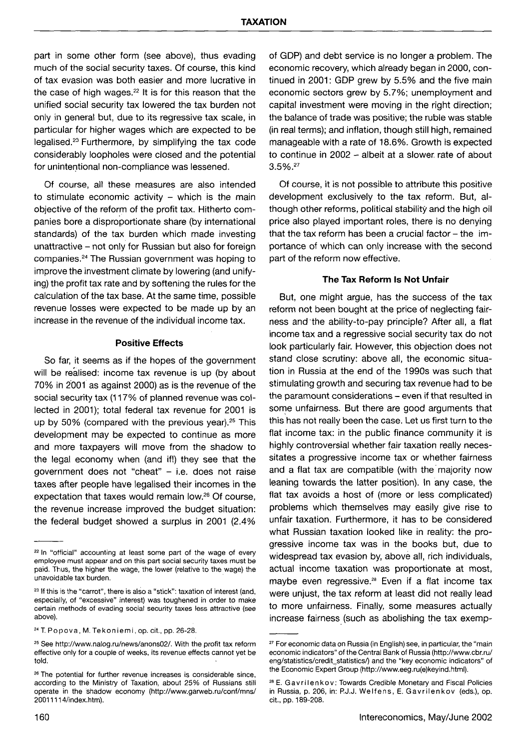part in some other form (see above), thus evading much of the social security taxes. Of course, this kind of tax evasion was both easier and more lucrative in the case of high wages.[22] It is for this reason that the unified social security tax lowered the tax burden not only in general but, due to its regressive tax scale, in particular for higher wages which are expected to be legalised.[23] Furthermore, by simplifying the tax code considerably loopholes were closed and the potential for unintentional non-compliance was lessened.

Of course, all these measures are also intended to stimulate economic activity – which is the main objective of the reform of the profit tax. Hitherto companies bore a disproportionate share (by international standards) of the tax burden which made investing unattractive – not only for Russian but also for foreign companies.[24] The Russian government was hoping to improve the investment climate by lowering (and unifying) the profit tax rate and by softening the rules for the calculation of the tax base. At the same time, possible revenue losses were expected to be made up by an increase in the revenue of the individual income tax.

### Positive Effects

So far, it seems as if the hopes of the government will be realised: income tax revenue is up (by about 70% in 2001 as against 2000) as is the revenue of the social security tax (117% of planned revenue was collected in 2001); total federal tax revenue for 2001 is up by 50% (compared with the previous year).[25] This development may be expected to continue as more and more taxpayers will move from the shadow to the legal economy when (and if!) they see that the government does not "cheat" – i.e. does not raise taxes after people have legalised their incomes in the expectation that taxes would remain low.[26] Of course, the revenue increase improved the budget situation: the federal budget showed a surplus in 2001 (2.4% of GDP) and debt service is no longer a problem. The economic recovery, which already began in 2000, continued in 2001: GDP grew by 5.5% and the five main economic sectors grew by 5.7%; unemployment and capital investment were moving in the right direction; the balance of trade was positive; the ruble was stable (in real terms); and inflation, though still high, remained manageable with a rate of 18.6%. Growth is expected to continue in 2002 – albeit at a slower rate of about 3.5%.[27]

Of course, it is not possible to attribute this positive development exclusively to the tax reform. But, although other reforms, political stability and the high oil price also played important roles, there is no denying that the tax reform has been a crucial factor – the importance of which can only increase with the second part of the reform now effective.

### The Tax Reform Is Not Unfair

But, one might argue, has the success of the tax reform not been bought at the price of neglecting fairness and the ability-to-pay principle? After all, a flat income tax and a regressive social security tax do not look particularly fair. However, this objection does not stand close scrutiny: above all, the economic situation in Russia at the end of the 1990s was such that stimulating growth and securing tax revenue had to be the paramount considerations – even if that resulted in some unfairness. But there are good arguments that this has not really been the case. Let us first turn to the flat income tax: in the public finance community it is highly controversial whether fair taxation really necessitates a progressive income tax or whether fairness and a flat tax are compatible (with the majority now leaning towards the latter position). In any case, the flat tax avoids a host of (more or less complicated) problems which themselves may easily give rise to unfair taxation. Furthermore, it has to be considered what Russian taxation looked like in reality: the progressive income tax was in the books but, due to widespread tax evasion by, above all, rich individuals, actual income taxation was proportionate at most, maybe even regressive.[28] Even if a flat income tax were unjust, the tax reform at least did not really lead to more unfairness. Finally, some measures actually increase fairness (such as abolishing the tax exemp-

---

[22] In "official" accounting at least some part of the wage of every employee must appear and on this part social security taxes must be paid. Thus, the higher the wage, the lower (relative to the wage) the unavoidable tax burden.

[23] If this is the "carrot", there is also a "stick": taxation of interest (and, especially, of "excessive" interest) was toughened in order to make certain methods of evading social security taxes less attractive (see above).

[24] T. Popova, M. Tekoniemi, op. cit., pp. 26-28.

[25] See http://www.nalog.ru/news/anons02/. With the profit tax reform effective only for a couple of weeks, its revenue effects cannot yet be told.

[26] The potential for further revenue increases is considerable since, according to the Ministry of Taxation, about 25% of Russians still operate in the shadow economy (http://www.garweb.ru/conf/mns/20011114/index.htm).

[27] For economic data on Russia (in English) see, in particular, the "main economic indicators" of the Central Bank of Russia (http://www.cbr.ru/eng/statistics/credit_statistics/) and the "key economic indicators" of the Economic Expert Group (http://www.eeg.ru(e)keyind.html).

[28] E. Gavrilenkov: Towards Credible Monetary and Fiscal Policies in Russia, p. 206, in: P.J.J. Welfens, E. Gavrilenkov (eds.), op. cit., pp. 189-208.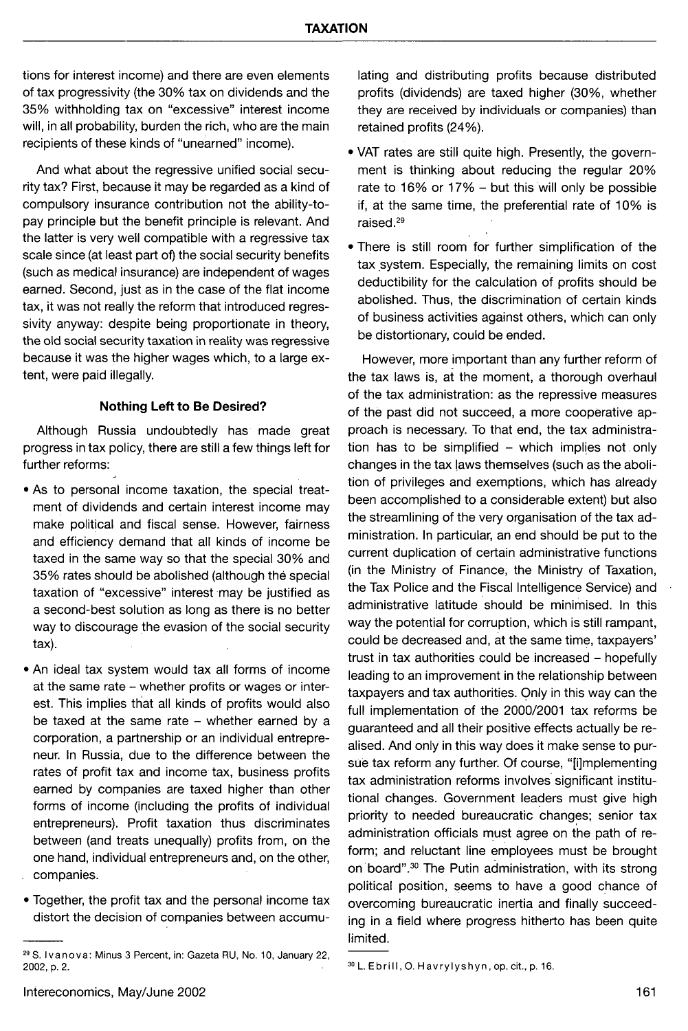tions for interest income) and there are even elements of tax progressivity (the 30% tax on dividends and the 35% withholding tax on "excessive" interest income will, in all probability, burden the rich, who are the main recipients of these kinds of "unearned" income).

And what about the regressive unified social security tax? First, because it may be regarded as a kind of compulsory insurance contribution not the ability-to-pay principle but the benefit principle is relevant. And the latter is very well compatible with a regressive tax scale since (at least part of) the social security benefits (such as medical insurance) are independent of wages earned. Second, just as in the case of the flat income tax, it was not really the reform that introduced regressivity anyway: despite being proportionate in theory, the old social security taxation in reality was regressive because it was the higher wages which, to a large extent, were paid illegally.

### Nothing Left to Be Desired?

Although Russia undoubtedly has made great progress in tax policy, there are still a few things left for further reforms:

- As to personal income taxation, the special treatment of dividends and certain interest income may make political and fiscal sense. However, fairness and efficiency demand that all kinds of income be taxed in the same way so that the special 30% and 35% rates should be abolished (although the special taxation of "excessive" interest may be justified as a second-best solution as long as there is no better way to discourage the evasion of the social security tax).
- An ideal tax system would tax all forms of income at the same rate – whether profits or wages or interest. This implies that all kinds of profits would also be taxed at the same rate – whether earned by a corporation, a partnership or an individual entrepreneur. In Russia, due to the difference between the rates of profit tax and income tax, business profits earned by companies are taxed higher than other forms of income (including the profits of individual entrepreneurs). Profit taxation thus discriminates between (and treats unequally) profits from, on the one hand, individual entrepreneurs and, on the other, companies.
- Together, the profit tax and the personal income tax distort the decision of companies between accumulating and distributing profits because distributed profits (dividends) are taxed higher (30%, whether they are received by individuals or companies) than retained profits (24%).
- VAT rates are still quite high. Presently, the government is thinking about reducing the regular 20% rate to 16% or 17% – but this will only be possible if, at the same time, the preferential rate of 10% is raised.[29]
- There is still room for further simplification of the tax system. Especially, the remaining limits on cost deductibility for the calculation of profits should be abolished. Thus, the discrimination of certain kinds of business activities against others, which can only be distortionary, could be ended.

However, more important than any further reform of the tax laws is, at the moment, a thorough overhaul of the tax administration: as the repressive measures of the past did not succeed, a more cooperative approach is necessary. To that end, the tax administration has to be simplified – which implies not only changes in the tax laws themselves (such as the abolition of privileges and exemptions, which has already been accomplished to a considerable extent) but also the streamlining of the very organisation of the tax administration. In particular, an end should be put to the current duplication of certain administrative functions (in the Ministry of Finance, the Ministry of Taxation, the Tax Police and the Fiscal Intelligence Service) and administrative latitude should be minimised. In this way the potential for corruption, which is still rampant, could be decreased and, at the same time, taxpayers' trust in tax authorities could be increased – hopefully leading to an improvement in the relationship between taxpayers and tax authorities. Only in this way can the full implementation of the 2000/2001 tax reforms be guaranteed and all their positive effects actually be realised. And only in this way does it make sense to pursue tax reform any further. Of course, "[i]mplementing tax administration reforms involves significant institutional changes. Government leaders must give high priority to needed bureaucratic changes; senior tax administration officials must agree on the path of reform; and reluctant line employees must be brought on board".[30] The Putin administration, with its strong political position, seems to have a good chance of overcoming bureaucratic inertia and finally succeeding in a field where progress hitherto has been quite limited.

---

[29] S. Ivanova: Minus 3 Percent, in: Gazeta RU, No. 10, January 22, 2002, p. 2.

[30] L. Ebrill, O. Havrylyshyn, op. cit., p. 16.